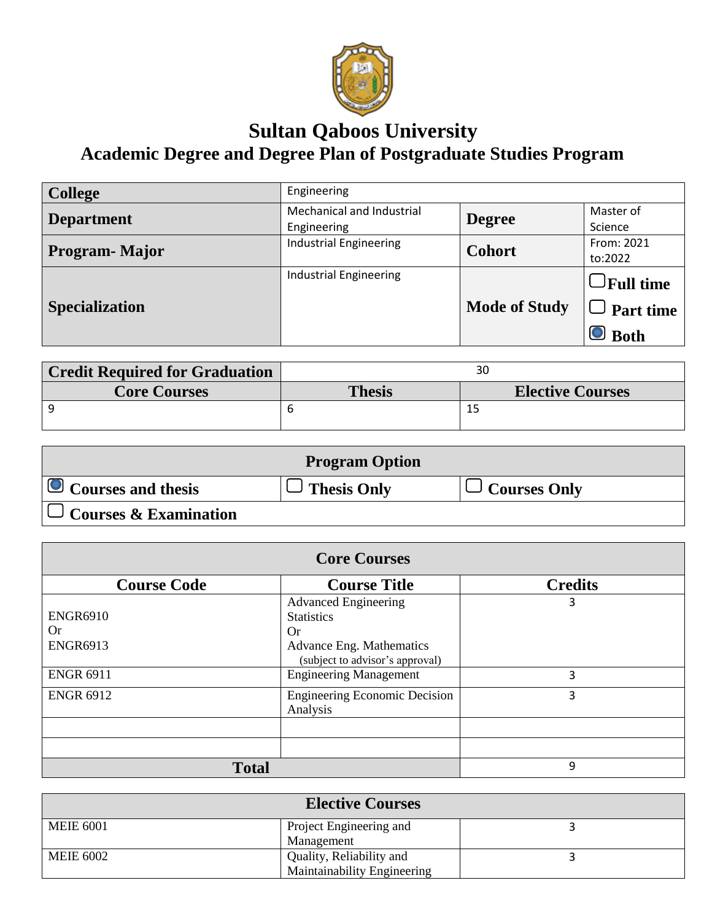# Sultan Qaboos University

## Academic Degree and Degree Plan of Postgraduate Studies Program

| **College** | Engineering | | |
|---|---|---|---|
| **Department** | Mechanical and Industrial Engineering | **Degree** | Master of Science |
| **Program- Major** | Industrial Engineering | **Cohort** | From: 2021 to:2022 |
| **Specialization** | Industrial Engineering | **Mode of Study** | ☐ Full time<br>☐ Part time<br>☒ Both |

| **Credit Required for Graduation** | 30 | |
|---|---|---|
| **Core Courses** | **Thesis** | **Elective Courses** |
| 9 | 6 | 15 |

| **Program Option** | | |
|---|---|---|
| ☒ Courses and thesis | ☐ Thesis Only | ☐ Courses Only |
| ☐ Courses & Examination | | |

| **Core Courses** | | |
|---|---|---|
| **Course Code** | **Course Title** | **Credits** |
| ENGR6910<br>Or<br>ENGR6913 | Advanced Engineering Statistics<br>Or<br>Advance Eng. Mathematics<br>(subject to advisor's approval) | 3 |
| ENGR 6911 | Engineering Management | 3 |
| ENGR 6912 | Engineering Economic Decision Analysis | 3 |
| | | |
| | | |
| **Total** | | 9 |

| **Elective Courses** | | |
|---|---|---|
| MEIE 6001 | Project Engineering and Management | 3 |
| MEIE 6002 | Quality, Reliability and Maintainability Engineering | 3 |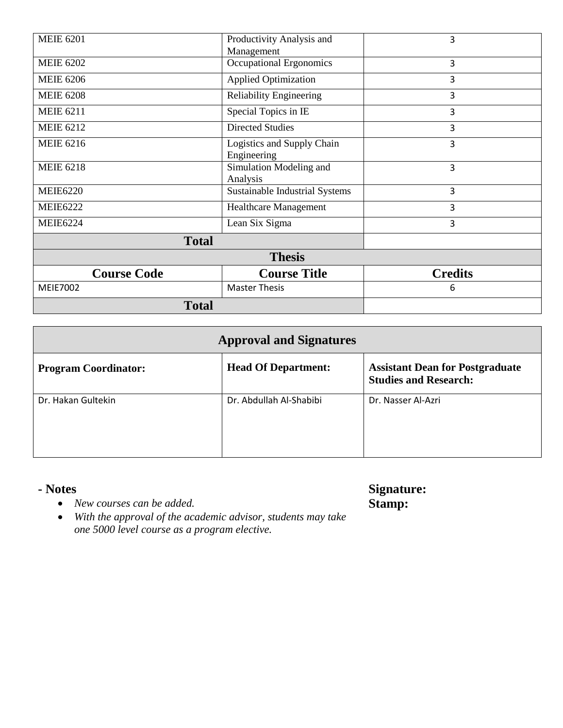| | | |
|---|---|---|
| MEIE 6201 | Productivity Analysis and Management | 3 |
| MEIE 6202 | Occupational Ergonomics | 3 |
| MEIE 6206 | Applied Optimization | 3 |
| MEIE 6208 | Reliability Engineering | 3 |
| MEIE 6211 | Special Topics in IE | 3 |
| MEIE 6212 | Directed Studies | 3 |
| MEIE 6216 | Logistics and Supply Chain Engineering | 3 |
| MEIE 6218 | Simulation Modeling and Analysis | 3 |
| MEIE6220 | Sustainable Industrial Systems | 3 |
| MEIE6222 | Healthcare Management | 3 |
| MEIE6224 | Lean Six Sigma | 3 |
| **Total** | | |
| **Thesis** | | |
| **Course Code** | **Course Title** | **Credits** |
| MEIE7002 | Master Thesis | 6 |
| **Total** | | |

| **Approval and Signatures** | | |
|---|---|---|
| **Program Coordinator:** | **Head Of Department:** | **Assistant Dean for Postgraduate Studies and Research:** |
| Dr. Hakan Gultekin | Dr. Abdullah Al-Shabibi | Dr. Nasser Al-Azri |

**- Notes**

- *New courses can be added.*
- *With the approval of the academic advisor, students may take one 5000 level course as a program elective.*

**Signature:**
**Stamp:**